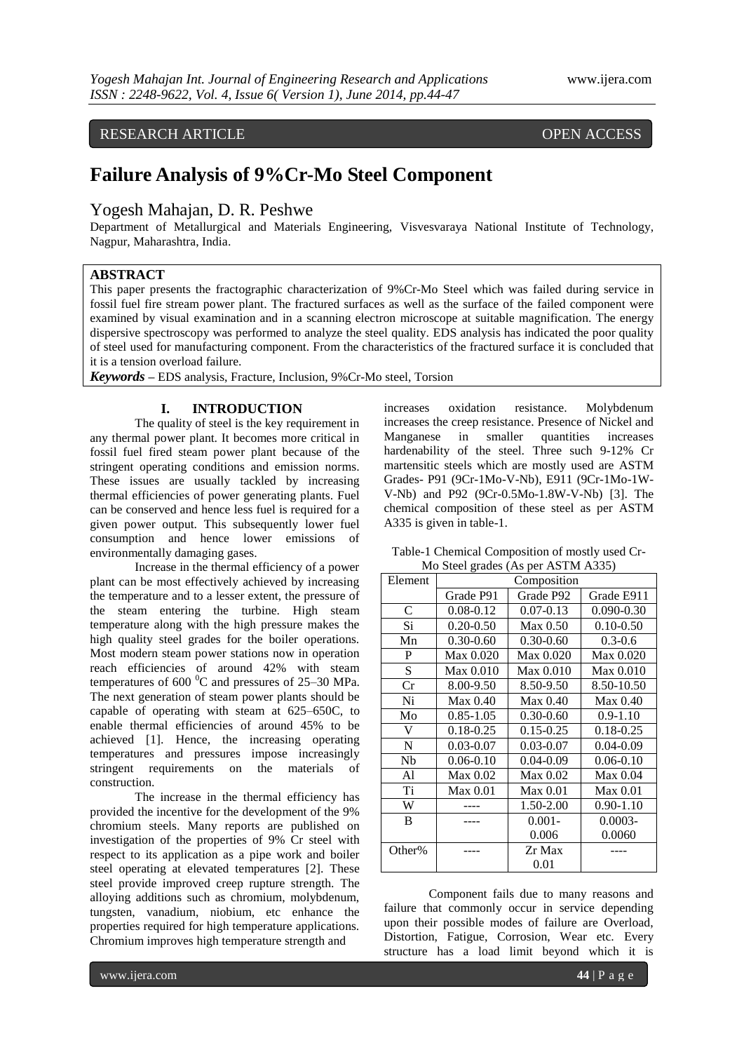RESEARCH ARTICLE OPEN ACCESS

# Failure Analysis of 9%Cr-Mo Steel Component

Yogesh Mahajan, D. R. Peshwe

Department of Metallurgical and Materials Engineering, Visvesvaraya National Institute of Technology, Nagpur, Maharashtra, India.

## ABSTRACT

This paper presents the fractographic characterization of 9%Cr-Mo Steel which was failed during service in fossil fuel fire stream power plant. The fractured surfaces as well as the surface of the failed component were examined by visual examination and in a scanning electron microscope at suitable magnification. The energy dispersive spectroscopy was performed to analyze the steel quality. EDS analysis has indicated the poor quality of steel used for manufacturing component. From the characteristics of the fractured surface it is concluded that it is a tension overload failure.

***Keywords*** – EDS analysis, Fracture, Inclusion, 9%Cr-Mo steel, Torsion

## I. INTRODUCTION

The quality of steel is the key requirement in any thermal power plant. It becomes more critical in fossil fuel fired steam power plant because of the stringent operating conditions and emission norms. These issues are usually tackled by increasing thermal efficiencies of power generating plants. Fuel can be conserved and hence less fuel is required for a given power output. This subsequently lower fuel consumption and hence lower emissions of environmentally damaging gases.

Increase in the thermal efficiency of a power plant can be most effectively achieved by increasing the temperature and to a lesser extent, the pressure of the steam entering the turbine. High steam temperature along with the high pressure makes the high quality steel grades for the boiler operations. Most modern steam power stations now in operation reach efficiencies of around 42% with steam temperatures of 600 $^0$C and pressures of 25–30 MPa. The next generation of steam power plants should be capable of operating with steam at 625–650C, to enable thermal efficiencies of around 45% to be achieved [1]. Hence, the increasing operating temperatures and pressures impose increasingly stringent requirements on the materials of construction.

The increase in the thermal efficiency has provided the incentive for the development of the 9% chromium steels. Many reports are published on investigation of the properties of 9% Cr steel with respect to its application as a pipe work and boiler steel operating at elevated temperatures [2]. These steel provide improved creep rupture strength. The alloying additions such as chromium, molybdenum, tungsten, vanadium, niobium, etc enhance the properties required for high temperature applications. Chromium improves high temperature strength and increases oxidation resistance. Molybdenum increases the creep resistance. Presence of Nickel and Manganese in smaller quantities increases hardenability of the steel. Three such 9-12% Cr martensitic steels which are mostly used are ASTM Grades- P91 (9Cr-1Mo-V-Nb), E911 (9Cr-1Mo-1W-V-Nb) and P92 (9Cr-0.5Mo-1.8W-V-Nb) [3]. The chemical composition of these steel as per ASTM A335 is given in table-1.

Table-1 Chemical Composition of mostly used Cr-Mo Steel grades (As per ASTM A335)

| Element | Composition | | |
|---|---|---|---|
| | Grade P91 | Grade P92 | Grade E911 |
| C | 0.08-0.12 | 0.07-0.13 | 0.090-0.30 |
| Si | 0.20-0.50 | Max 0.50 | 0.10-0.50 |
| Mn | 0.30-0.60 | 0.30-0.60 | 0.3-0.6 |
| P | Max 0.020 | Max 0.020 | Max 0.020 |
| S | Max 0.010 | Max 0.010 | Max 0.010 |
| Cr | 8.00-9.50 | 8.50-9.50 | 8.50-10.50 |
| Ni | Max 0.40 | Max 0.40 | Max 0.40 |
| Mo | 0.85-1.05 | 0.30-0.60 | 0.9-1.10 |
| V | 0.18-0.25 | 0.15-0.25 | 0.18-0.25 |
| N | 0.03-0.07 | 0.03-0.07 | 0.04-0.09 |
| Nb | 0.06-0.10 | 0.04-0.09 | 0.06-0.10 |
| Al | Max 0.02 | Max 0.02 | Max 0.04 |
| Ti | Max 0.01 | Max 0.01 | Max 0.01 |
| W | ---- | 1.50-2.00 | 0.90-1.10 |
| B | ---- | 0.001-0.006 | 0.0003-0.0060 |
| Other% | ---- | Zr Max 0.01 | ---- |

Component fails due to many reasons and failure that commonly occur in service depending upon their possible modes of failure are Overload, Distortion, Fatigue, Corrosion, Wear etc. Every structure has a load limit beyond which it is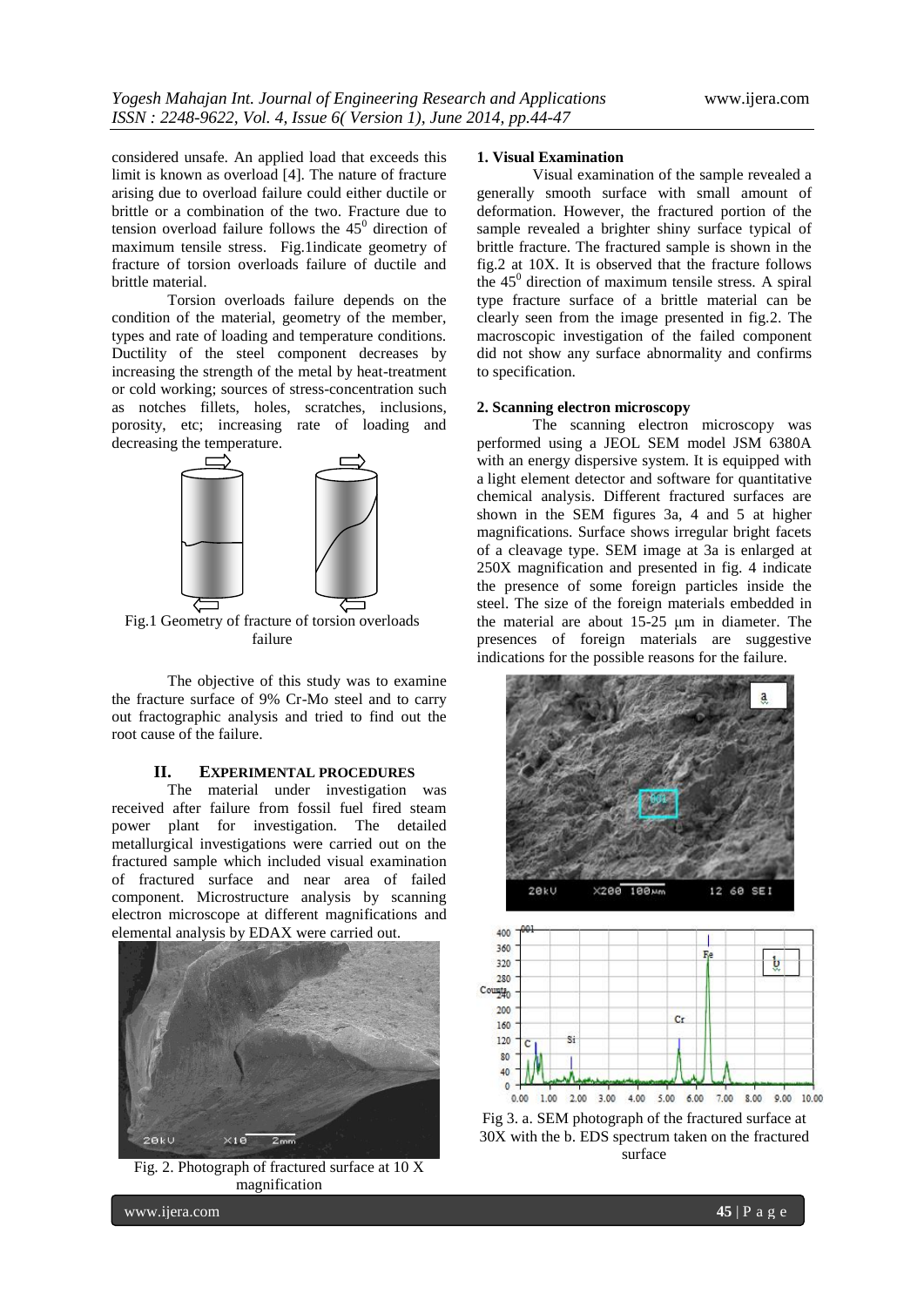considered unsafe. An applied load that exceeds this limit is known as overload [4]. The nature of fracture arising due to overload failure could either ductile or brittle or a combination of the two. Fracture due to tension overload failure follows the $45^0$ direction of maximum tensile stress. Fig.1indicate geometry of fracture of torsion overloads failure of ductile and brittle material.

Torsion overloads failure depends on the condition of the material, geometry of the member, types and rate of loading and temperature conditions. Ductility of the steel component decreases by increasing the strength of the metal by heat-treatment or cold working; sources of stress-concentration such as notches fillets, holes, scratches, inclusions, porosity, etc; increasing rate of loading and decreasing the temperature.

Fig.1 Geometry of fracture of torsion overloads failure

The objective of this study was to examine the fracture surface of 9% Cr-Mo steel and to carry out fractographic analysis and tried to find out the root cause of the failure.

## II. EXPERIMENTAL PROCEDURES

The material under investigation was received after failure from fossil fuel fired steam power plant for investigation. The detailed metallurgical investigations were carried out on the fractured sample which included visual examination of fractured surface and near area of failed component. Microstructure analysis by scanning electron microscope at different magnifications and elemental analysis by EDAX were carried out.

Fig. 2. Photograph of fractured surface at 10 X magnification

### 1. Visual Examination

Visual examination of the sample revealed a generally smooth surface with small amount of deformation. However, the fractured portion of the sample revealed a brighter shiny surface typical of brittle fracture. The fractured sample is shown in the fig.2 at 10X. It is observed that the fracture follows the $45^0$ direction of maximum tensile stress. A spiral type fracture surface of a brittle material can be clearly seen from the image presented in fig.2. The macroscopic investigation of the failed component did not show any surface abnormality and confirms to specification.

### 2. Scanning electron microscopy

The scanning electron microscopy was performed using a JEOL SEM model JSM 6380A with an energy dispersive system. It is equipped with a light element detector and software for quantitative chemical analysis. Different fractured surfaces are shown in the SEM figures 3a, 4 and 5 at higher magnifications. Surface shows irregular bright facets of a cleavage type. SEM image at 3a is enlarged at 250X magnification and presented in fig. 4 indicate the presence of some foreign particles inside the steel. The size of the foreign materials embedded in the material are about 15-25 μm in diameter. The presences of foreign materials are suggestive indications for the possible reasons for the failure.

Fig 3. a. SEM photograph of the fractured surface at 30X with the b. EDS spectrum taken on the fractured surface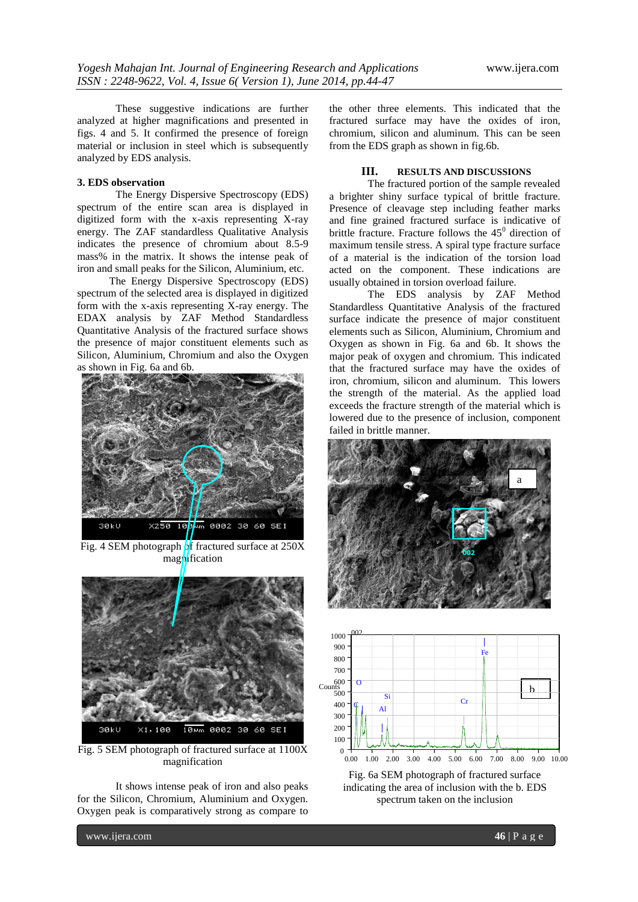These suggestive indications are further analyzed at higher magnifications and presented in figs. 4 and 5. It confirmed the presence of foreign material or inclusion in steel which is subsequently analyzed by EDS analysis.

### 3. EDS observation

The Energy Dispersive Spectroscopy (EDS) spectrum of the entire scan area is displayed in digitized form with the x-axis representing X-ray energy. The ZAF standardless Qualitative Analysis indicates the presence of chromium about 8.5-9 mass% in the matrix. It shows the intense peak of iron and small peaks for the Silicon, Aluminium, etc.

The Energy Dispersive Spectroscopy (EDS) spectrum of the selected area is displayed in digitized form with the x-axis representing X-ray energy. The EDAX analysis by ZAF Method Standardless Quantitative Analysis of the fractured surface shows the presence of major constituent elements such as Silicon, Aluminium, Chromium and also the Oxygen as shown in Fig. 6a and 6b.

Fig. 4 SEM photograph of fractured surface at 250X magnification

Fig. 5 SEM photograph of fractured surface at 1100X magnification

It shows intense peak of iron and also peaks for the Silicon, Chromium, Aluminium and Oxygen. Oxygen peak is comparatively strong as compare to the other three elements. This indicated that the fractured surface may have the oxides of iron, chromium, silicon and aluminum. This can be seen from the EDS graph as shown in fig.6b.

## III. RESULTS AND DISCUSSIONS

The fractured portion of the sample revealed a brighter shiny surface typical of brittle fracture. Presence of cleavage step including feather marks and fine grained fractured surface is indicative of brittle fracture. Fracture follows the $45^0$ direction of maximum tensile stress. A spiral type fracture surface of a material is the indication of the torsion load acted on the component. These indications are usually obtained in torsion overload failure.

The EDS analysis by ZAF Method Standardless Quantitative Analysis of the fractured surface indicate the presence of major constituent elements such as Silicon, Aluminium, Chromium and Oxygen as shown in Fig. 6a and 6b. It shows the major peak of oxygen and chromium. This indicated that the fractured surface may have the oxides of iron, chromium, silicon and aluminum. This lowers the strength of the material. As the applied load exceeds the fracture strength of the material which is lowered due to the presence of inclusion, component failed in brittle manner.

Fig. 6a SEM photograph of fractured surface indicating the area of inclusion with the b. EDS spectrum taken on the inclusion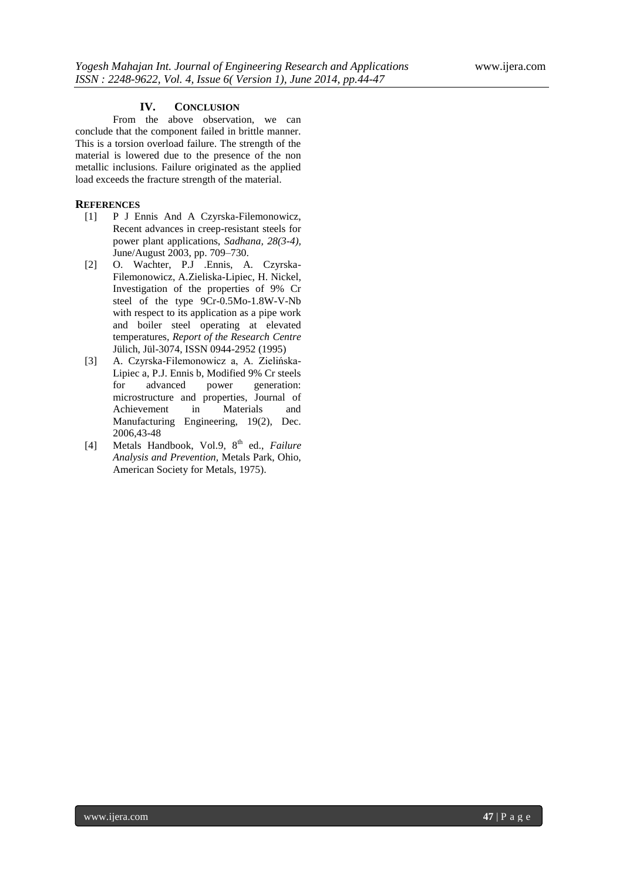## IV. CONCLUSION

From the above observation, we can conclude that the component failed in brittle manner. This is a torsion overload failure. The strength of the material is lowered due to the presence of the non metallic inclusions. Failure originated as the applied load exceeds the fracture strength of the material.

## REFERENCES

[1] P J Ennis And A Czyrska-Filemonowicz, Recent advances in creep-resistant steels for power plant applications, *Sadhana, 28(3-4),* June/August 2003, pp. 709–730.

[2] O. Wachter, P.J .Ennis, A. Czyrska-Filemonowicz, A.Zieliska-Lipiec, H. Nickel, Investigation of the properties of 9% Cr steel of the type 9Cr-0.5Mo-1.8W-V-Nb with respect to its application as a pipe work and boiler steel operating at elevated temperatures, *Report of the Research Centre* Jülich, Jül-3074, ISSN 0944-2952 (1995)

[3] A. Czyrska-Filemonowicz a, A. Zielińska-Lipiec a, P.J. Ennis b, Modified 9% Cr steels for advanced power generation: microstructure and properties, Journal of Achievement in Materials and Manufacturing Engineering, 19(2), Dec. 2006,43-48

[4] Metals Handbook, Vol.9, 8th ed., *Failure Analysis and Prevention*, Metals Park, Ohio, American Society for Metals, 1975).